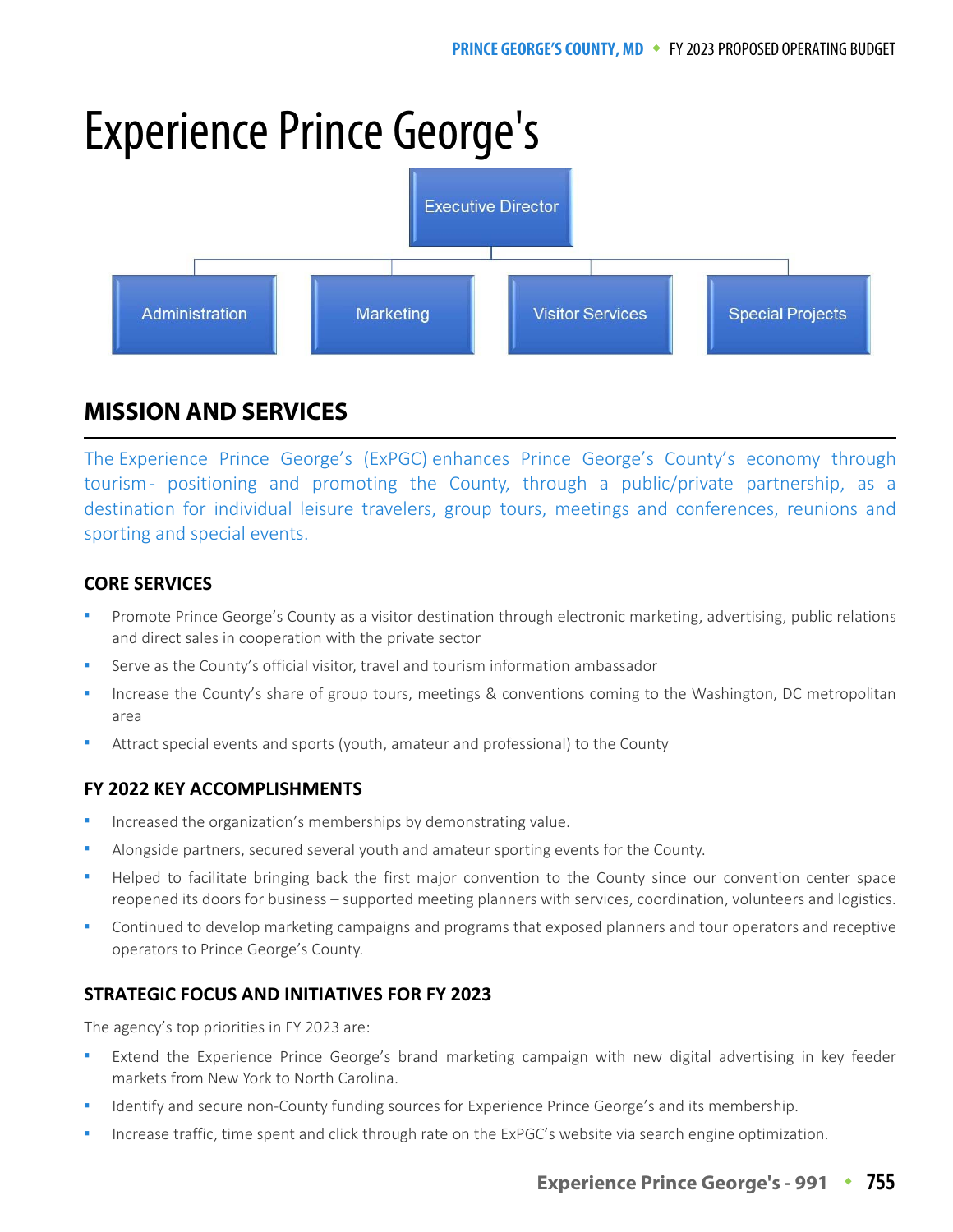# Experience Prince George's

Executive Director

- Administration
- Marketing
- Visitor Services
- Special Projects

## MISSION AND SERVICES

The Experience Prince George's (ExPGC) enhances Prince George's County's economy through tourism - positioning and promoting the County, through a public/private partnership, as a destination for individual leisure travelers, group tours, meetings and conferences, reunions and sporting and special events.

### CORE SERVICES

- Promote Prince George's County as a visitor destination through electronic marketing, advertising, public relations and direct sales in cooperation with the private sector
- Serve as the County's official visitor, travel and tourism information ambassador
- Increase the County's share of group tours, meetings & conventions coming to the Washington, DC metropolitan area
- Attract special events and sports (youth, amateur and professional) to the County

### FY 2022 KEY ACCOMPLISHMENTS

- Increased the organization's memberships by demonstrating value.
- Alongside partners, secured several youth and amateur sporting events for the County.
- Helped to facilitate bringing back the first major convention to the County since our convention center space reopened its doors for business – supported meeting planners with services, coordination, volunteers and logistics.
- Continued to develop marketing campaigns and programs that exposed planners and tour operators and receptive operators to Prince George's County.

### STRATEGIC FOCUS AND INITIATIVES FOR FY 2023

The agency's top priorities in FY 2023 are:

- Extend the Experience Prince George's brand marketing campaign with new digital advertising in key feeder markets from New York to North Carolina.
- Identify and secure non-County funding sources for Experience Prince George's and its membership.
- Increase traffic, time spent and click through rate on the ExPGC's website via search engine optimization.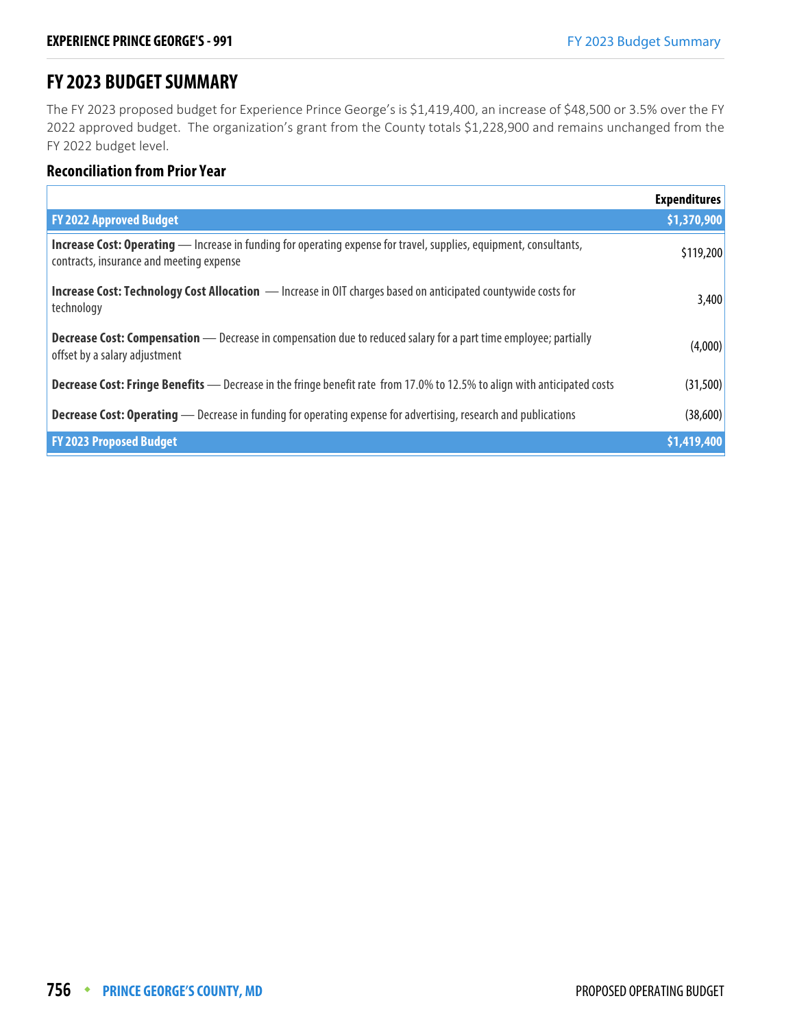## FY 2023 BUDGET SUMMARY

The FY 2023 proposed budget for Experience Prince George's is $1,419,400, an increase of $48,500 or 3.5% over the FY 2022 approved budget. The organization's grant from the County totals $1,228,900 and remains unchanged from the FY 2022 budget level.

### Reconciliation from Prior Year

| | Expenditures |
|---|---|
| **FY 2022 Approved Budget** | **$1,370,900** |
| **Increase Cost: Operating** — Increase in funding for operating expense for travel, supplies, equipment, consultants, contracts, insurance and meeting expense | $119,200 |
| **Increase Cost: Technology Cost Allocation** — Increase in OIT charges based on anticipated countywide costs for technology | 3,400 |
| **Decrease Cost: Compensation** — Decrease in compensation due to reduced salary for a part time employee; partially offset by a salary adjustment | (4,000) |
| **Decrease Cost: Fringe Benefits** — Decrease in the fringe benefit rate from 17.0% to 12.5% to align with anticipated costs | (31,500) |
| **Decrease Cost: Operating** — Decrease in funding for operating expense for advertising, research and publications | (38,600) |
| **FY 2023 Proposed Budget** | **$1,419,400** |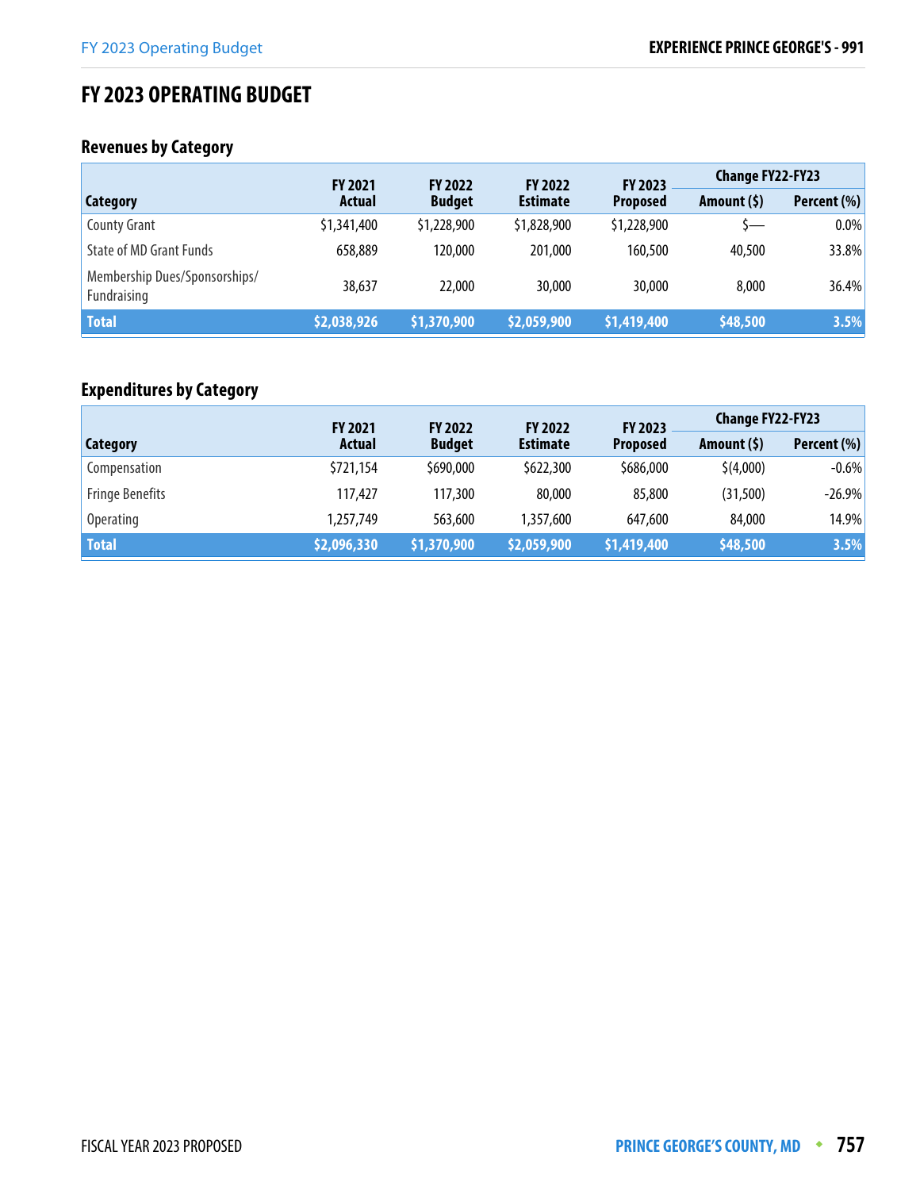# FY 2023 OPERATING BUDGET

## Revenues by Category

| Category | FY 2021 Actual | FY 2022 Budget | FY 2022 Estimate | FY 2023 Proposed | Change FY22-FY23 | |
|---|---|---|---|---|---|---|
| | | | | | Amount ($) | Percent (%) |
| County Grant | $1,341,400 | $1,228,900 | $1,828,900 | $1,228,900 | $— | 0.0% |
| State of MD Grant Funds | 658,889 | 120,000 | 201,000 | 160,500 | 40,500 | 33.8% |
| Membership Dues/Sponsorships/ Fundraising | 38,637 | 22,000 | 30,000 | 30,000 | 8,000 | 36.4% |
| **Total** | **$2,038,926** | **$1,370,900** | **$2,059,900** | **$1,419,400** | **$48,500** | **3.5%** |

## Expenditures by Category

| Category | FY 2021 Actual | FY 2022 Budget | FY 2022 Estimate | FY 2023 Proposed | Change FY22-FY23 | |
|---|---|---|---|---|---|---|
| | | | | | Amount ($) | Percent (%) |
| Compensation | $721,154 | $690,000 | $622,300 | $686,000 | $(4,000) | -0.6% |
| Fringe Benefits | 117,427 | 117,300 | 80,000 | 85,800 | (31,500) | -26.9% |
| Operating | 1,257,749 | 563,600 | 1,357,600 | 647,600 | 84,000 | 14.9% |
| **Total** | **$2,096,330** | **$1,370,900** | **$2,059,900** | **$1,419,400** | **$48,500** | **3.5%** |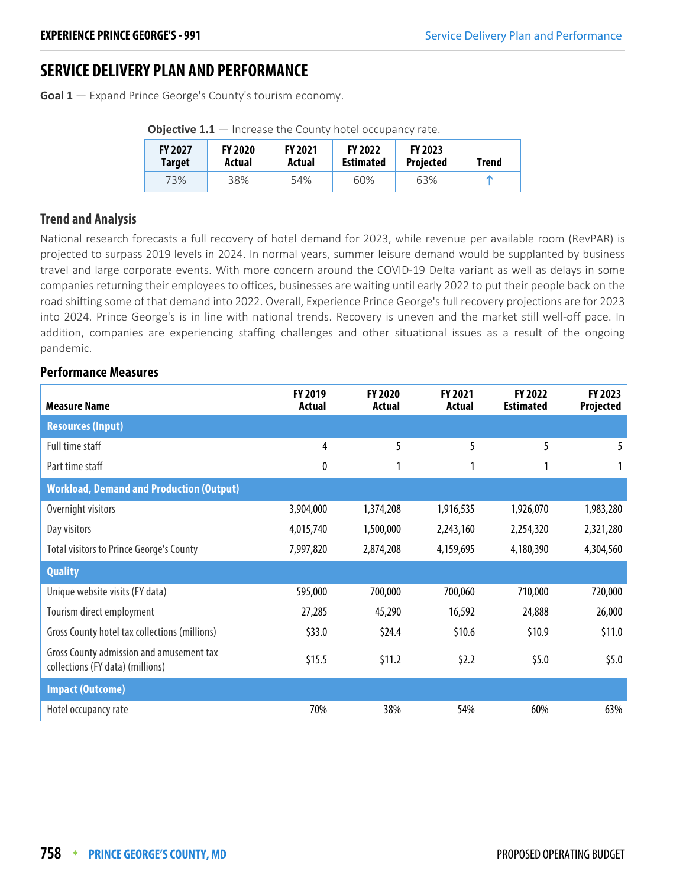# SERVICE DELIVERY PLAN AND PERFORMANCE

**Goal 1** — Expand Prince George's County's tourism economy.

**Objective 1.1** — Increase the County hotel occupancy rate.

| FY 2027 Target | FY 2020 Actual | FY 2021 Actual | FY 2022 Estimated | FY 2023 Projected | Trend |
|---|---|---|---|---|---|
| 73% | 38% | 54% | 60% | 63% | ↑ |

### Trend and Analysis

National research forecasts a full recovery of hotel demand for 2023, while revenue per available room (RevPAR) is projected to surpass 2019 levels in 2024. In normal years, summer leisure demand would be supplanted by business travel and large corporate events. With more concern around the COVID-19 Delta variant as well as delays in some companies returning their employees to offices, businesses are waiting until early 2022 to put their people back on the road shifting some of that demand into 2022. Overall, Experience Prince George's full recovery projections are for 2023 into 2024. Prince George's is in line with national trends. Recovery is uneven and the market still well-off pace. In addition, companies are experiencing staffing challenges and other situational issues as a result of the ongoing pandemic.

### Performance Measures

| Measure Name | FY 2019 Actual | FY 2020 Actual | FY 2021 Actual | FY 2022 Estimated | FY 2023 Projected |
|---|---|---|---|---|---|
| **Resources (Input)** | | | | | |
| Full time staff | 4 | 5 | 5 | 5 | 5 |
| Part time staff | 0 | 1 | 1 | 1 | 1 |
| **Workload, Demand and Production (Output)** | | | | | |
| Overnight visitors | 3,904,000 | 1,374,208 | 1,916,535 | 1,926,070 | 1,983,280 |
| Day visitors | 4,015,740 | 1,500,000 | 2,243,160 | 2,254,320 | 2,321,280 |
| Total visitors to Prince George's County | 7,997,820 | 2,874,208 | 4,159,695 | 4,180,390 | 4,304,560 |
| **Quality** | | | | | |
| Unique website visits (FY data) | 595,000 | 700,000 | 700,060 | 710,000 | 720,000 |
| Tourism direct employment | 27,285 | 45,290 | 16,592 | 24,888 | 26,000 |
| Gross County hotel tax collections (millions) | $33.0 | $24.4 | $10.6 | $10.9 | $11.0 |
| Gross County admission and amusement tax collections (FY data) (millions) | $15.5 | $11.2 | $2.2 | $5.0 | $5.0 |
| **Impact (Outcome)** | | | | | |
| Hotel occupancy rate | 70% | 38% | 54% | 60% | 63% |